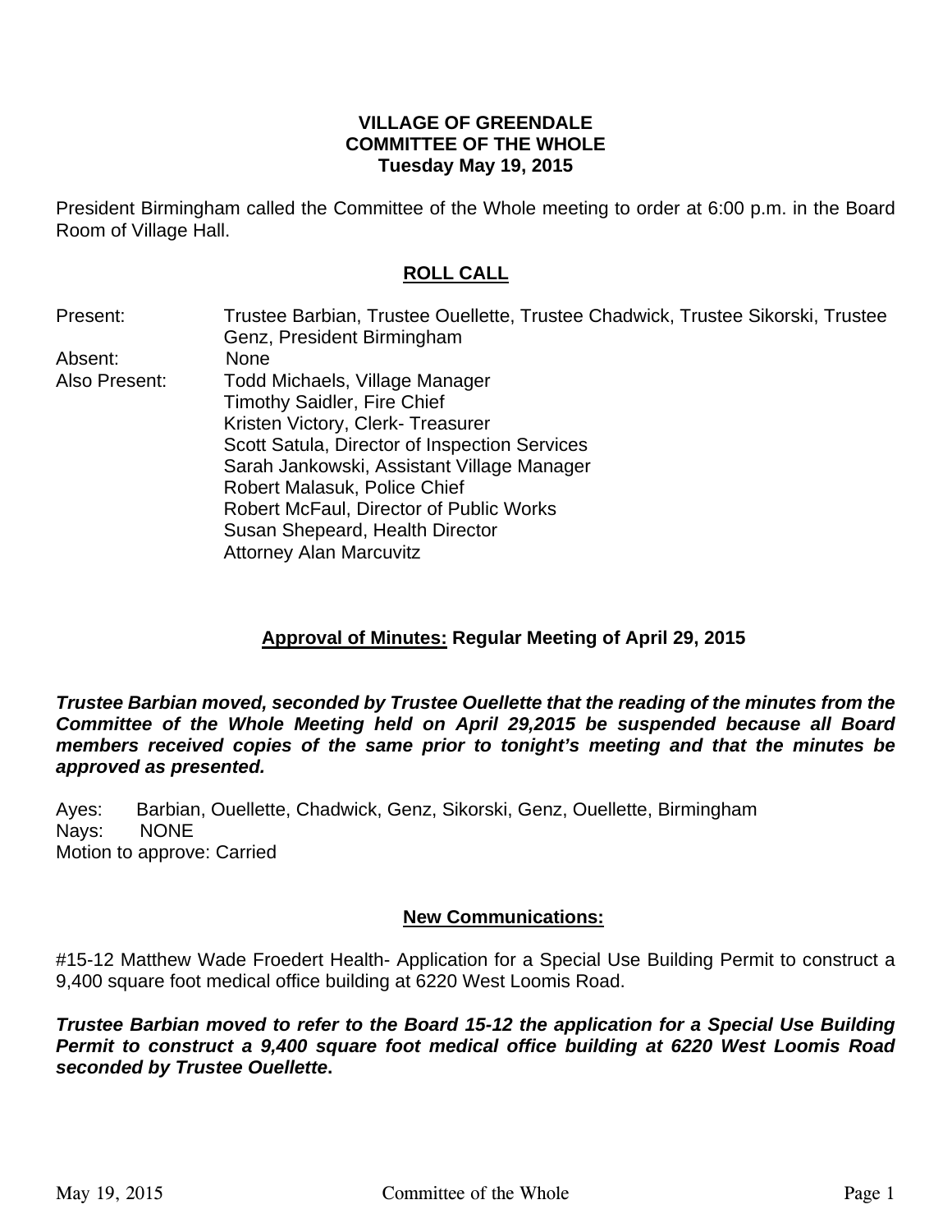**VILLAGE OF GREENDALE**
**COMMITTEE OF THE WHOLE**
**Tuesday May 19, 2015**

President Birmingham called the Committee of the Whole meeting to order at 6:00 p.m. in the Board Room of Village Hall.

## ROLL CALL

Present: Trustee Barbian, Trustee Ouellette, Trustee Chadwick, Trustee Sikorski, Trustee Genz, President Birmingham

Absent: None

Also Present: Todd Michaels, Village Manager
Timothy Saidler, Fire Chief
Kristen Victory, Clerk- Treasurer
Scott Satula, Director of Inspection Services
Sarah Jankowski, Assistant Village Manager
Robert Malasuk, Police Chief
Robert McFaul, Director of Public Works
Susan Shepeard, Health Director
Attorney Alan Marcuvitz

## Approval of Minutes: Regular Meeting of April 29, 2015

***Trustee Barbian moved, seconded by Trustee Ouellette that the reading of the minutes from the Committee of the Whole Meeting held on April 29,2015 be suspended because all Board members received copies of the same prior to tonight's meeting and that the minutes be approved as presented.***

Ayes: Barbian, Ouellette, Chadwick, Genz, Sikorski, Genz, Ouellette, Birmingham
Nays: NONE
Motion to approve: Carried

## New Communications:

#15-12 Matthew Wade Froedert Health- Application for a Special Use Building Permit to construct a 9,400 square foot medical office building at 6220 West Loomis Road.

***Trustee Barbian moved to refer to the Board 15-12 the application for a Special Use Building Permit to construct a 9,400 square foot medical office building at 6220 West Loomis Road seconded by Trustee Ouellette.***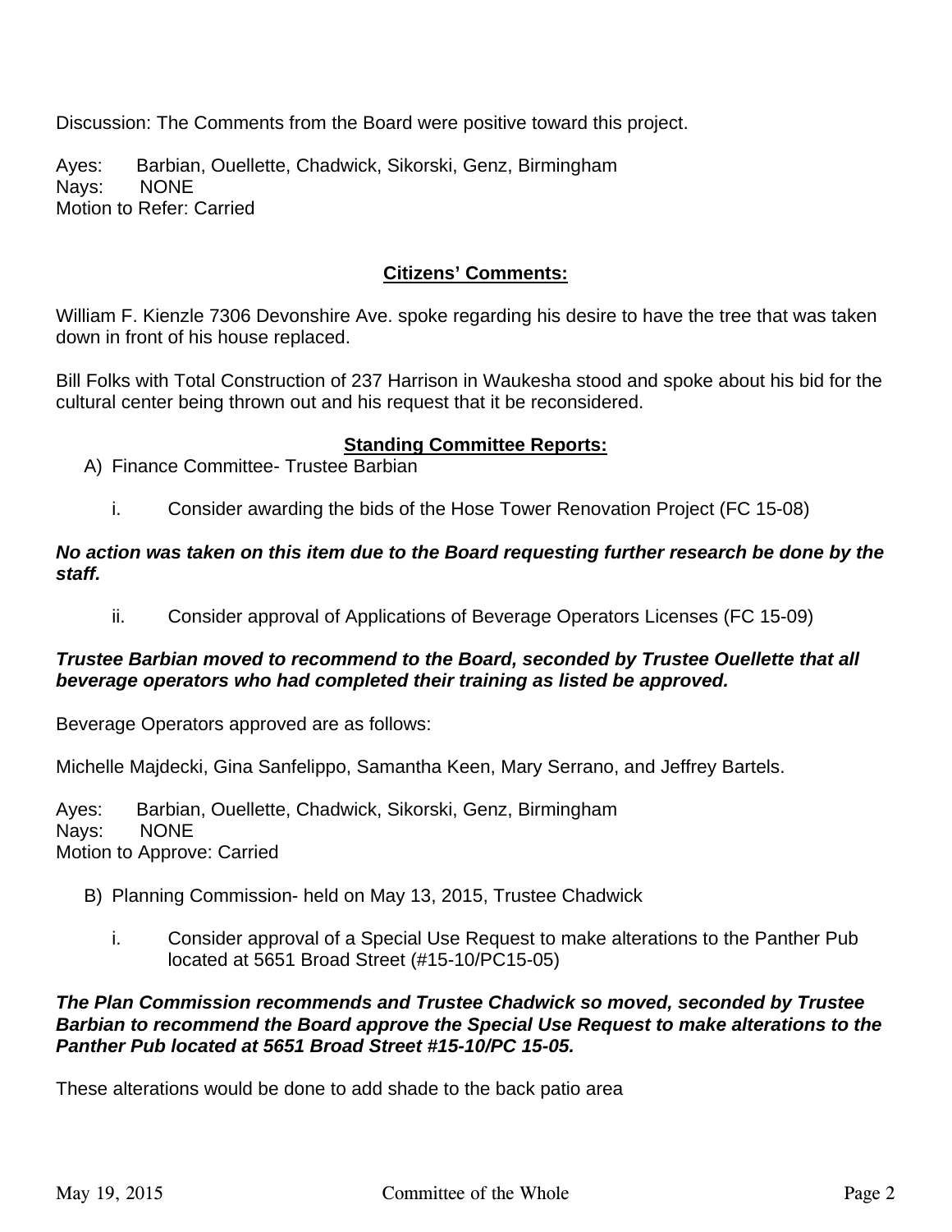Discussion: The Comments from the Board were positive toward this project.

Ayes: Barbian, Ouellette, Chadwick, Sikorski, Genz, Birmingham
Nays: NONE
Motion to Refer: Carried

## Citizens' Comments:

William F. Kienzle 7306 Devonshire Ave. spoke regarding his desire to have the tree that was taken down in front of his house replaced.

Bill Folks with Total Construction of 237 Harrison in Waukesha stood and spoke about his bid for the cultural center being thrown out and his request that it be reconsidered.

## Standing Committee Reports:

A) Finance Committee- Trustee Barbian

i. Consider awarding the bids of the Hose Tower Renovation Project (FC 15-08)

***No action was taken on this item due to the Board requesting further research be done by the staff.***

ii. Consider approval of Applications of Beverage Operators Licenses (FC 15-09)

***Trustee Barbian moved to recommend to the Board, seconded by Trustee Ouellette that all beverage operators who had completed their training as listed be approved.***

Beverage Operators approved are as follows:

Michelle Majdecki, Gina Sanfelippo, Samantha Keen, Mary Serrano, and Jeffrey Bartels.

Ayes: Barbian, Ouellette, Chadwick, Sikorski, Genz, Birmingham
Nays: NONE
Motion to Approve: Carried

B) Planning Commission- held on May 13, 2015, Trustee Chadwick

i. Consider approval of a Special Use Request to make alterations to the Panther Pub located at 5651 Broad Street (#15-10/PC15-05)

***The Plan Commission recommends and Trustee Chadwick so moved, seconded by Trustee Barbian to recommend the Board approve the Special Use Request to make alterations to the Panther Pub located at 5651 Broad Street #15-10/PC 15-05.***

These alterations would be done to add shade to the back patio area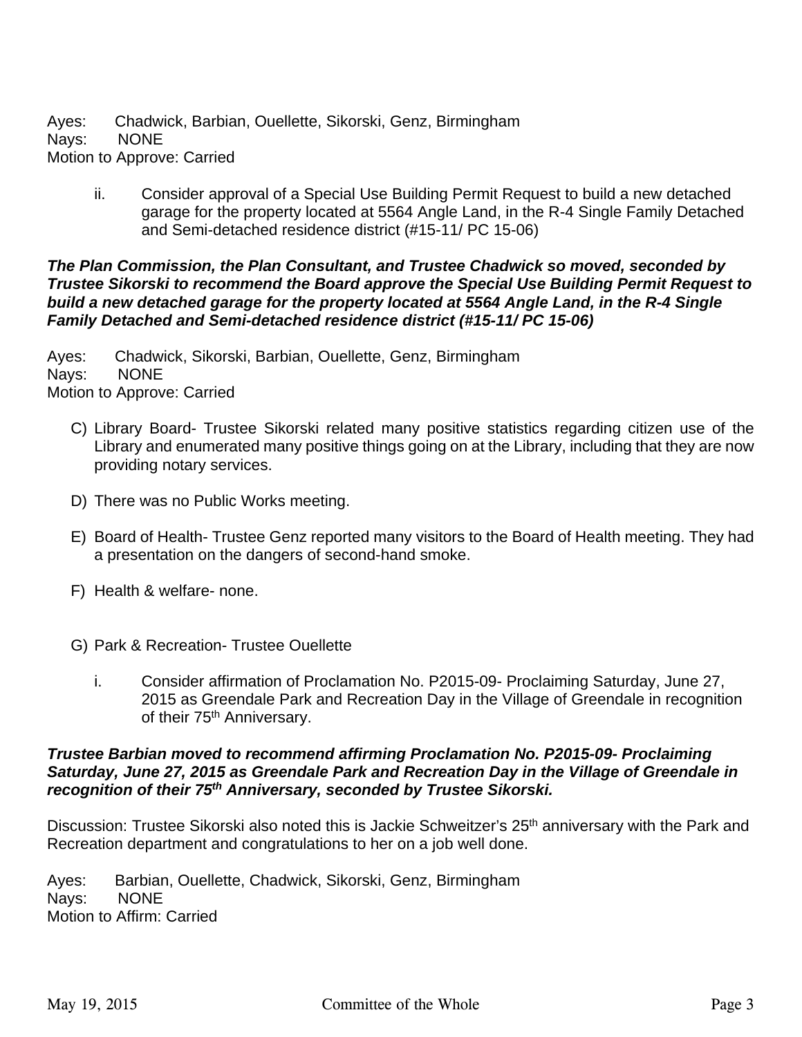Ayes: Chadwick, Barbian, Ouellette, Sikorski, Genz, Birmingham
Nays: NONE
Motion to Approve: Carried

ii. Consider approval of a Special Use Building Permit Request to build a new detached garage for the property located at 5564 Angle Land, in the R-4 Single Family Detached and Semi-detached residence district (#15-11/ PC 15-06)

***The Plan Commission, the Plan Consultant, and Trustee Chadwick so moved, seconded by Trustee Sikorski to recommend the Board approve the Special Use Building Permit Request to build a new detached garage for the property located at 5564 Angle Land, in the R-4 Single Family Detached and Semi-detached residence district (#15-11/ PC 15-06)***

Ayes: Chadwick, Sikorski, Barbian, Ouellette, Genz, Birmingham
Nays: NONE
Motion to Approve: Carried

C) Library Board- Trustee Sikorski related many positive statistics regarding citizen use of the Library and enumerated many positive things going on at the Library, including that they are now providing notary services.

D) There was no Public Works meeting.

E) Board of Health- Trustee Genz reported many visitors to the Board of Health meeting. They had a presentation on the dangers of second-hand smoke.

F) Health & welfare- none.

G) Park & Recreation- Trustee Ouellette

i. Consider affirmation of Proclamation No. P2015-09- Proclaiming Saturday, June 27, 2015 as Greendale Park and Recreation Day in the Village of Greendale in recognition of their 75th Anniversary.

***Trustee Barbian moved to recommend affirming Proclamation No. P2015-09- Proclaiming Saturday, June 27, 2015 as Greendale Park and Recreation Day in the Village of Greendale in recognition of their 75th Anniversary, seconded by Trustee Sikorski.***

Discussion: Trustee Sikorski also noted this is Jackie Schweitzer's 25th anniversary with the Park and Recreation department and congratulations to her on a job well done.

Ayes: Barbian, Ouellette, Chadwick, Sikorski, Genz, Birmingham
Nays: NONE
Motion to Affirm: Carried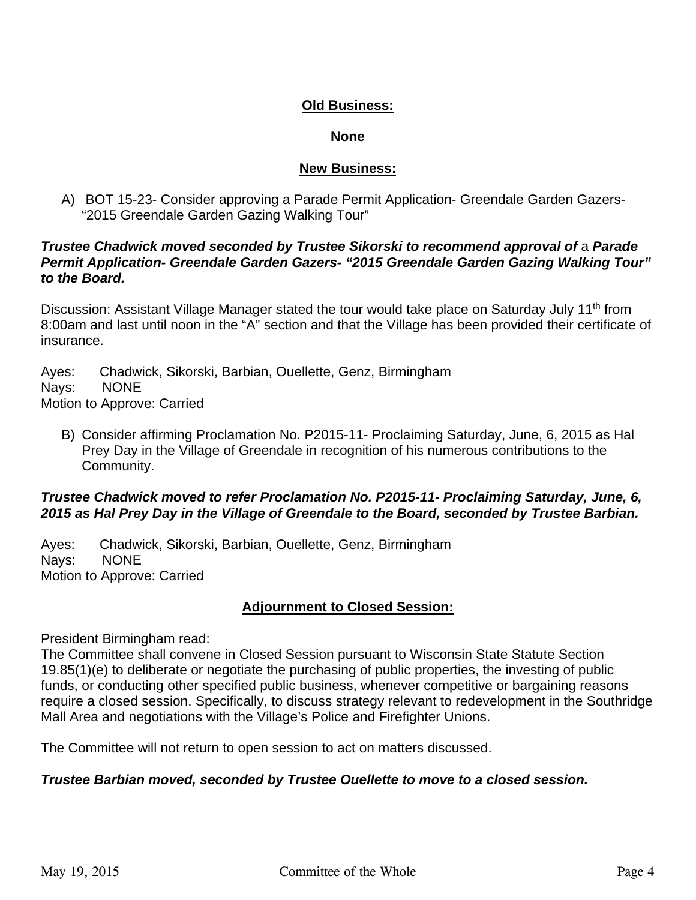## Old Business:

**None**

## New Business:

A) BOT 15-23- Consider approving a Parade Permit Application- Greendale Garden Gazers- "2015 Greendale Garden Gazing Walking Tour"

***Trustee Chadwick moved seconded by Trustee Sikorski to recommend approval of*** a ***Parade Permit Application- Greendale Garden Gazers- "2015 Greendale Garden Gazing Walking Tour" to the Board.***

Discussion: Assistant Village Manager stated the tour would take place on Saturday July 11th from 8:00am and last until noon in the "A" section and that the Village has been provided their certificate of insurance.

Ayes: Chadwick, Sikorski, Barbian, Ouellette, Genz, Birmingham
Nays: NONE
Motion to Approve: Carried

B) Consider affirming Proclamation No. P2015-11- Proclaiming Saturday, June, 6, 2015 as Hal Prey Day in the Village of Greendale in recognition of his numerous contributions to the Community.

***Trustee Chadwick moved to refer Proclamation No. P2015-11- Proclaiming Saturday, June, 6, 2015 as Hal Prey Day in the Village of Greendale to the Board, seconded by Trustee Barbian.***

Ayes: Chadwick, Sikorski, Barbian, Ouellette, Genz, Birmingham
Nays: NONE
Motion to Approve: Carried

## Adjournment to Closed Session:

President Birmingham read:
The Committee shall convene in Closed Session pursuant to Wisconsin State Statute Section 19.85(1)(e) to deliberate or negotiate the purchasing of public properties, the investing of public funds, or conducting other specified public business, whenever competitive or bargaining reasons require a closed session. Specifically, to discuss strategy relevant to redevelopment in the Southridge Mall Area and negotiations with the Village's Police and Firefighter Unions.

The Committee will not return to open session to act on matters discussed.

***Trustee Barbian moved, seconded by Trustee Ouellette to move to a closed session.***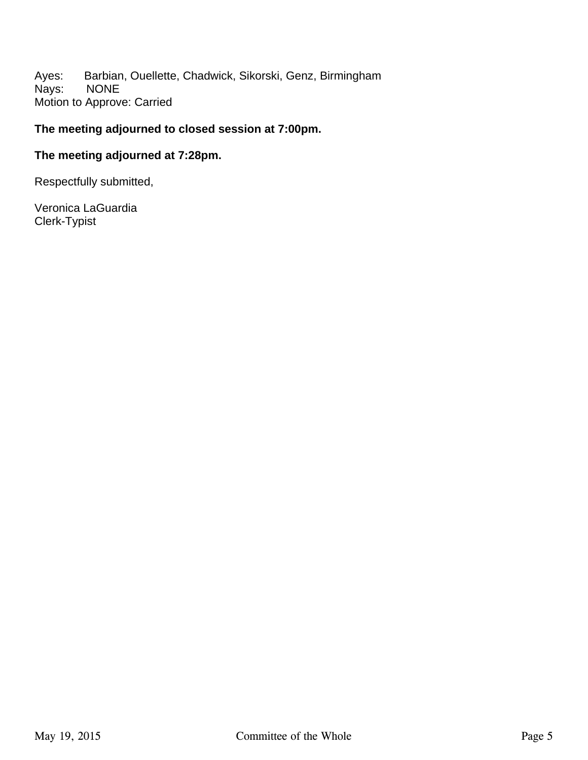Ayes: Barbian, Ouellette, Chadwick, Sikorski, Genz, Birmingham
Nays: NONE
Motion to Approve: Carried

**The meeting adjourned to closed session at 7:00pm.**

**The meeting adjourned at 7:28pm.**

Respectfully submitted,

Veronica LaGuardia
Clerk-Typist